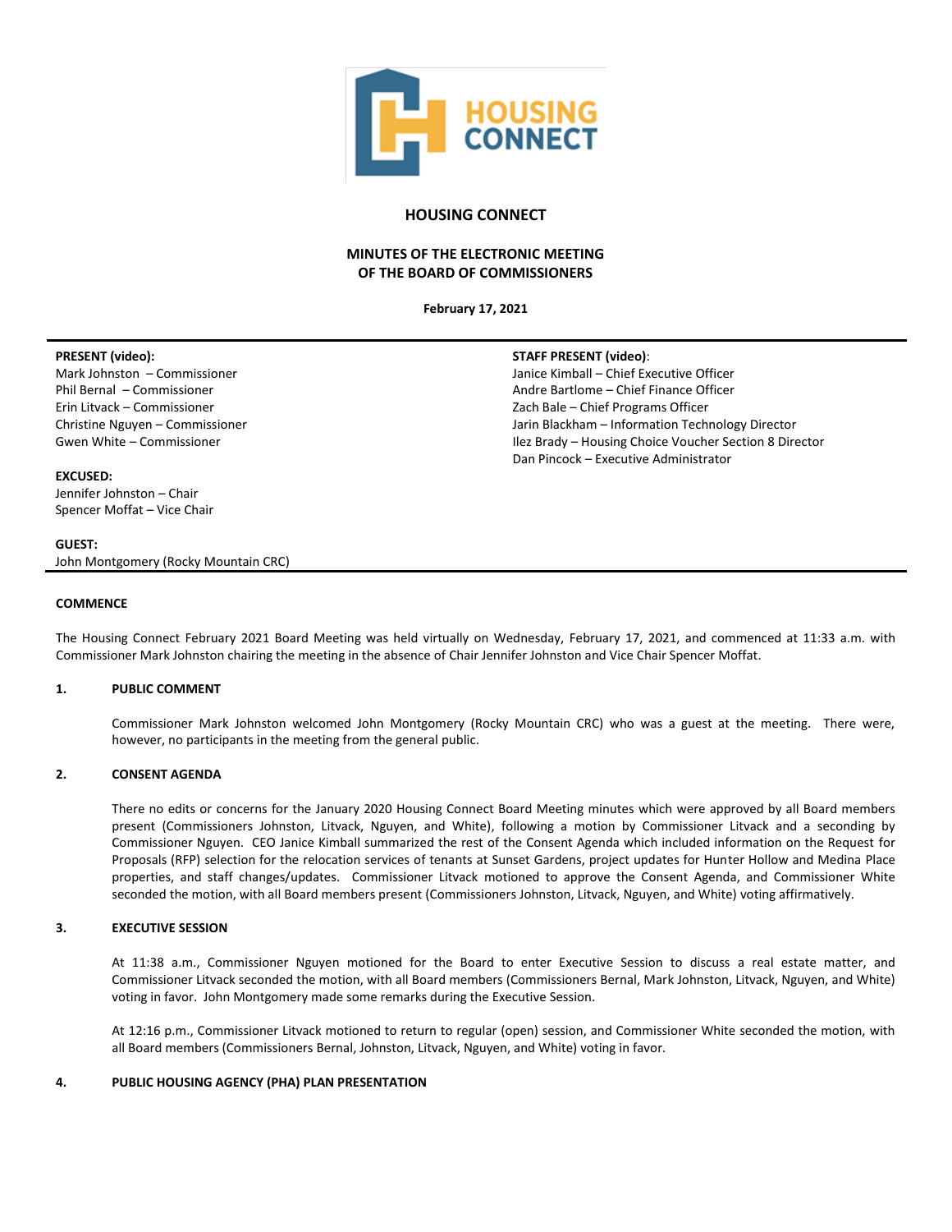# HOUSING CONNECT

## MINUTES OF THE ELECTRONIC MEETING OF THE BOARD OF COMMISSIONERS

**February 17, 2021**

**PRESENT (video):**
Mark Johnston – Commissioner
Phil Bernal – Commissioner
Erin Litvack – Commissioner
Christine Nguyen – Commissioner
Gwen White – Commissioner

**STAFF PRESENT (video):**
Janice Kimball – Chief Executive Officer
Andre Bartlome – Chief Finance Officer
Zach Bale – Chief Programs Officer
Jarin Blackham – Information Technology Director
Ilez Brady – Housing Choice Voucher Section 8 Director
Dan Pincock – Executive Administrator

**EXCUSED:**
Jennifer Johnston – Chair
Spencer Moffat – Vice Chair

**GUEST:**
John Montgomery (Rocky Mountain CRC)

### COMMENCE

The Housing Connect February 2021 Board Meeting was held virtually on Wednesday, February 17, 2021, and commenced at 11:33 a.m. with Commissioner Mark Johnston chairing the meeting in the absence of Chair Jennifer Johnston and Vice Chair Spencer Moffat.

### 1. PUBLIC COMMENT

Commissioner Mark Johnston welcomed John Montgomery (Rocky Mountain CRC) who was a guest at the meeting. There were, however, no participants in the meeting from the general public.

### 2. CONSENT AGENDA

There no edits or concerns for the January 2020 Housing Connect Board Meeting minutes which were approved by all Board members present (Commissioners Johnston, Litvack, Nguyen, and White), following a motion by Commissioner Litvack and a seconding by Commissioner Nguyen. CEO Janice Kimball summarized the rest of the Consent Agenda which included information on the Request for Proposals (RFP) selection for the relocation services of tenants at Sunset Gardens, project updates for Hunter Hollow and Medina Place properties, and staff changes/updates. Commissioner Litvack motioned to approve the Consent Agenda, and Commissioner White seconded the motion, with all Board members present (Commissioners Johnston, Litvack, Nguyen, and White) voting affirmatively.

### 3. EXECUTIVE SESSION

At 11:38 a.m., Commissioner Nguyen motioned for the Board to enter Executive Session to discuss a real estate matter, and Commissioner Litvack seconded the motion, with all Board members (Commissioners Bernal, Mark Johnston, Litvack, Nguyen, and White) voting in favor. John Montgomery made some remarks during the Executive Session.

At 12:16 p.m., Commissioner Litvack motioned to return to regular (open) session, and Commissioner White seconded the motion, with all Board members (Commissioners Bernal, Johnston, Litvack, Nguyen, and White) voting in favor.

### 4. PUBLIC HOUSING AGENCY (PHA) PLAN PRESENTATION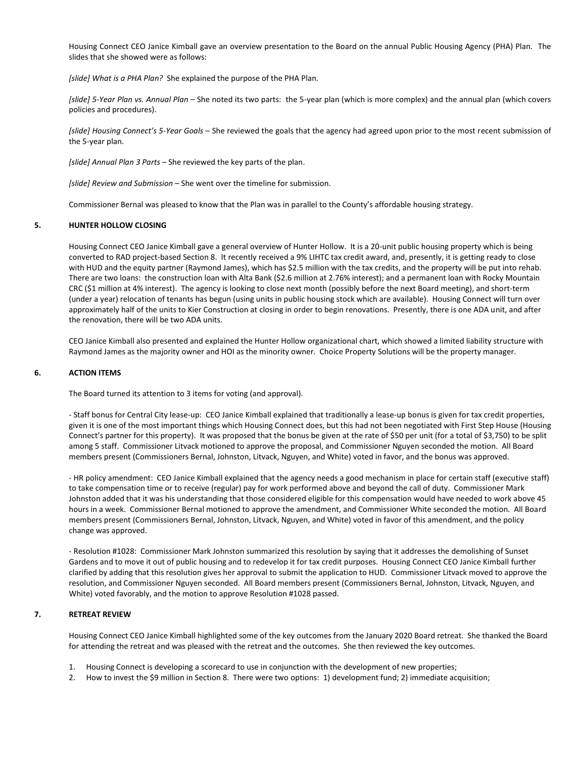Housing Connect CEO Janice Kimball gave an overview presentation to the Board on the annual Public Housing Agency (PHA) Plan. The slides that she showed were as follows:

*[slide] What is a PHA Plan?* She explained the purpose of the PHA Plan.

*[slide] 5-Year Plan vs. Annual Plan* – She noted its two parts: the 5-year plan (which is more complex) and the annual plan (which covers policies and procedures).

*[slide] Housing Connect's 5-Year Goals* – She reviewed the goals that the agency had agreed upon prior to the most recent submission of the 5-year plan.

*[slide] Annual Plan 3 Parts* – She reviewed the key parts of the plan.

*[slide] Review and Submission* – She went over the timeline for submission.

Commissioner Bernal was pleased to know that the Plan was in parallel to the County's affordable housing strategy.

## 5. HUNTER HOLLOW CLOSING

Housing Connect CEO Janice Kimball gave a general overview of Hunter Hollow. It is a 20-unit public housing property which is being converted to RAD project-based Section 8. It recently received a 9% LIHTC tax credit award, and, presently, it is getting ready to close with HUD and the equity partner (Raymond James), which has $2.5 million with the tax credits, and the property will be put into rehab. There are two loans: the construction loan with Alta Bank ($2.6 million at 2.76% interest); and a permanent loan with Rocky Mountain CRC ($1 million at 4% interest). The agency is looking to close next month (possibly before the next Board meeting), and short-term (under a year) relocation of tenants has begun (using units in public housing stock which are available). Housing Connect will turn over approximately half of the units to Kier Construction at closing in order to begin renovations. Presently, there is one ADA unit, and after the renovation, there will be two ADA units.

CEO Janice Kimball also presented and explained the Hunter Hollow organizational chart, which showed a limited liability structure with Raymond James as the majority owner and HOI as the minority owner. Choice Property Solutions will be the property manager.

## 6. ACTION ITEMS

The Board turned its attention to 3 items for voting (and approval).

- Staff bonus for Central City lease-up: CEO Janice Kimball explained that traditionally a lease-up bonus is given for tax credit properties, given it is one of the most important things which Housing Connect does, but this had not been negotiated with First Step House (Housing Connect's partner for this property). It was proposed that the bonus be given at the rate of $50 per unit (for a total of $3,750) to be split among 5 staff. Commissioner Litvack motioned to approve the proposal, and Commissioner Nguyen seconded the motion. All Board members present (Commissioners Bernal, Johnston, Litvack, Nguyen, and White) voted in favor, and the bonus was approved.

- HR policy amendment: CEO Janice Kimball explained that the agency needs a good mechanism in place for certain staff (executive staff) to take compensation time or to receive (regular) pay for work performed above and beyond the call of duty. Commissioner Mark Johnston added that it was his understanding that those considered eligible for this compensation would have needed to work above 45 hours in a week. Commissioner Bernal motioned to approve the amendment, and Commissioner White seconded the motion. All Board members present (Commissioners Bernal, Johnston, Litvack, Nguyen, and White) voted in favor of this amendment, and the policy change was approved.

- Resolution #1028: Commissioner Mark Johnston summarized this resolution by saying that it addresses the demolishing of Sunset Gardens and to move it out of public housing and to redevelop it for tax credit purposes. Housing Connect CEO Janice Kimball further clarified by adding that this resolution gives her approval to submit the application to HUD. Commissioner Litvack moved to approve the resolution, and Commissioner Nguyen seconded. All Board members present (Commissioners Bernal, Johnston, Litvack, Nguyen, and White) voted favorably, and the motion to approve Resolution #1028 passed.

## 7. RETREAT REVIEW

Housing Connect CEO Janice Kimball highlighted some of the key outcomes from the January 2020 Board retreat. She thanked the Board for attending the retreat and was pleased with the retreat and the outcomes. She then reviewed the key outcomes.

1. Housing Connect is developing a scorecard to use in conjunction with the development of new properties;
2. How to invest the $9 million in Section 8. There were two options: 1) development fund; 2) immediate acquisition;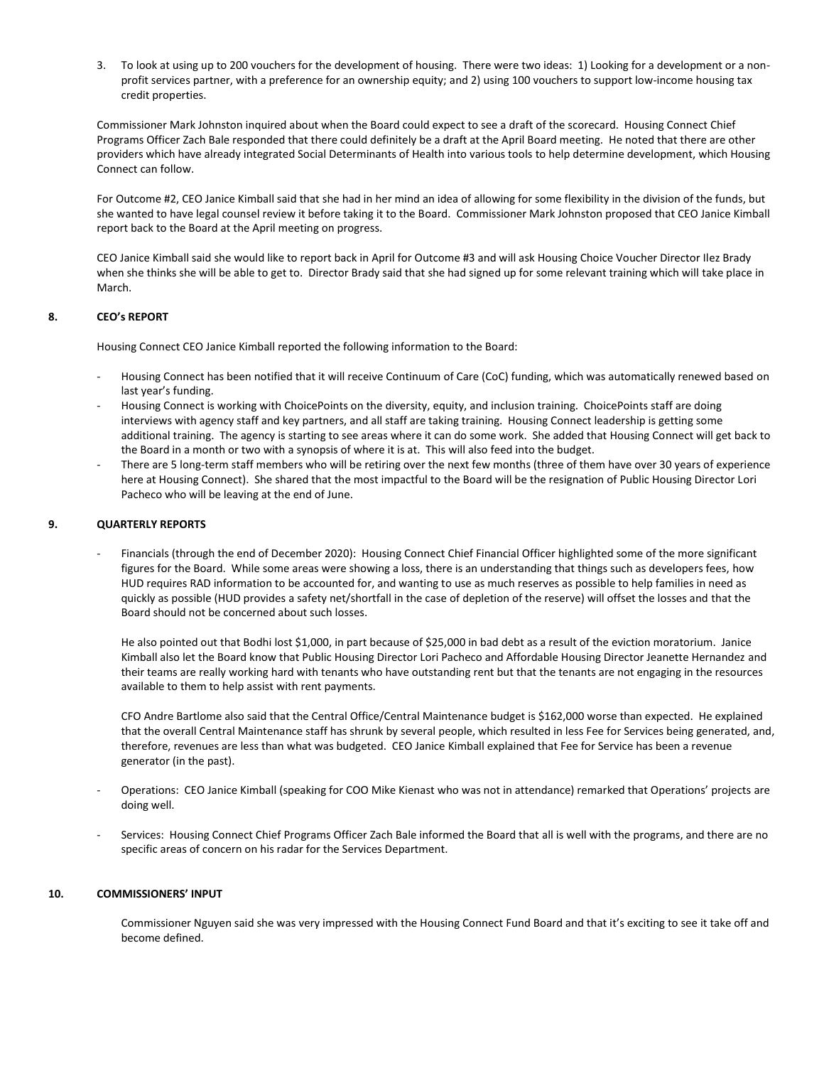3. To look at using up to 200 vouchers for the development of housing. There were two ideas: 1) Looking for a development or a non-profit services partner, with a preference for an ownership equity; and 2) using 100 vouchers to support low-income housing tax credit properties.

Commissioner Mark Johnston inquired about when the Board could expect to see a draft of the scorecard. Housing Connect Chief Programs Officer Zach Bale responded that there could definitely be a draft at the April Board meeting. He noted that there are other providers which have already integrated Social Determinants of Health into various tools to help determine development, which Housing Connect can follow.

For Outcome #2, CEO Janice Kimball said that she had in her mind an idea of allowing for some flexibility in the division of the funds, but she wanted to have legal counsel review it before taking it to the Board. Commissioner Mark Johnston proposed that CEO Janice Kimball report back to the Board at the April meeting on progress.

CEO Janice Kimball said she would like to report back in April for Outcome #3 and will ask Housing Choice Voucher Director Ilez Brady when she thinks she will be able to get to. Director Brady said that she had signed up for some relevant training which will take place in March.

## 8. CEO's REPORT

Housing Connect CEO Janice Kimball reported the following information to the Board:

- Housing Connect has been notified that it will receive Continuum of Care (CoC) funding, which was automatically renewed based on last year's funding.
- Housing Connect is working with ChoicePoints on the diversity, equity, and inclusion training. ChoicePoints staff are doing interviews with agency staff and key partners, and all staff are taking training. Housing Connect leadership is getting some additional training. The agency is starting to see areas where it can do some work. She added that Housing Connect will get back to the Board in a month or two with a synopsis of where it is at. This will also feed into the budget.
- There are 5 long-term staff members who will be retiring over the next few months (three of them have over 30 years of experience here at Housing Connect). She shared that the most impactful to the Board will be the resignation of Public Housing Director Lori Pacheco who will be leaving at the end of June.

## 9. QUARTERLY REPORTS

- Financials (through the end of December 2020): Housing Connect Chief Financial Officer highlighted some of the more significant figures for the Board. While some areas were showing a loss, there is an understanding that things such as developers fees, how HUD requires RAD information to be accounted for, and wanting to use as much reserves as possible to help families in need as quickly as possible (HUD provides a safety net/shortfall in the case of depletion of the reserve) will offset the losses and that the Board should not be concerned about such losses.

  He also pointed out that Bodhi lost $1,000, in part because of $25,000 in bad debt as a result of the eviction moratorium. Janice Kimball also let the Board know that Public Housing Director Lori Pacheco and Affordable Housing Director Jeanette Hernandez and their teams are really working hard with tenants who have outstanding rent but that the tenants are not engaging in the resources available to them to help assist with rent payments.

  CFO Andre Bartlome also said that the Central Office/Central Maintenance budget is $162,000 worse than expected. He explained that the overall Central Maintenance staff has shrunk by several people, which resulted in less Fee for Services being generated, and, therefore, revenues are less than what was budgeted. CEO Janice Kimball explained that Fee for Service has been a revenue generator (in the past).

- Operations: CEO Janice Kimball (speaking for COO Mike Kienast who was not in attendance) remarked that Operations' projects are doing well.

- Services: Housing Connect Chief Programs Officer Zach Bale informed the Board that all is well with the programs, and there are no specific areas of concern on his radar for the Services Department.

## 10. COMMISSIONERS' INPUT

Commissioner Nguyen said she was very impressed with the Housing Connect Fund Board and that it's exciting to see it take off and become defined.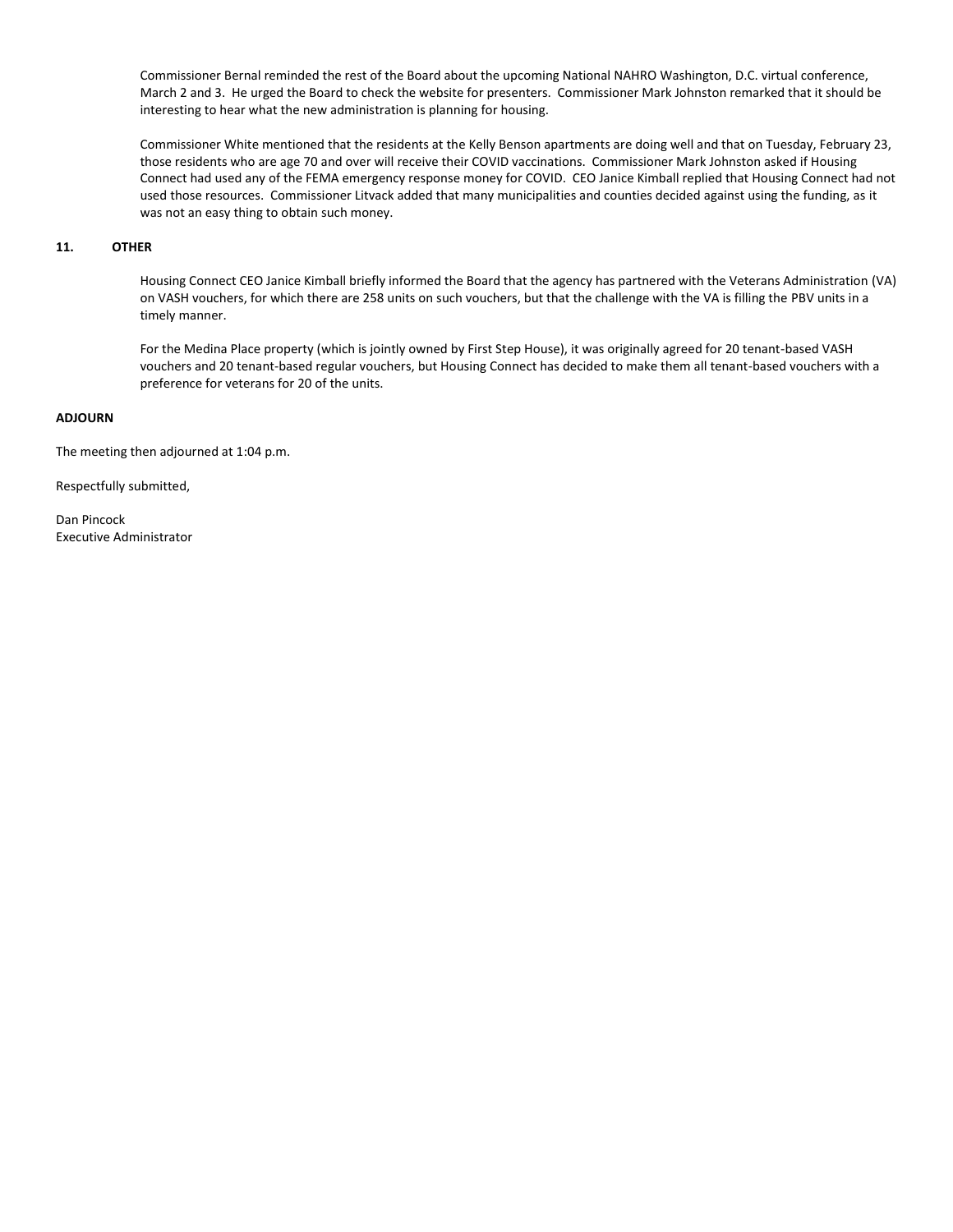Commissioner Bernal reminded the rest of the Board about the upcoming National NAHRO Washington, D.C. virtual conference, March 2 and 3. He urged the Board to check the website for presenters. Commissioner Mark Johnston remarked that it should be interesting to hear what the new administration is planning for housing.

Commissioner White mentioned that the residents at the Kelly Benson apartments are doing well and that on Tuesday, February 23, those residents who are age 70 and over will receive their COVID vaccinations. Commissioner Mark Johnston asked if Housing Connect had used any of the FEMA emergency response money for COVID. CEO Janice Kimball replied that Housing Connect had not used those resources. Commissioner Litvack added that many municipalities and counties decided against using the funding, as it was not an easy thing to obtain such money.

**11. OTHER**

Housing Connect CEO Janice Kimball briefly informed the Board that the agency has partnered with the Veterans Administration (VA) on VASH vouchers, for which there are 258 units on such vouchers, but that the challenge with the VA is filling the PBV units in a timely manner.

For the Medina Place property (which is jointly owned by First Step House), it was originally agreed for 20 tenant-based VASH vouchers and 20 tenant-based regular vouchers, but Housing Connect has decided to make them all tenant-based vouchers with a preference for veterans for 20 of the units.

**ADJOURN**

The meeting then adjourned at 1:04 p.m.

Respectfully submitted,

Dan Pincock
Executive Administrator